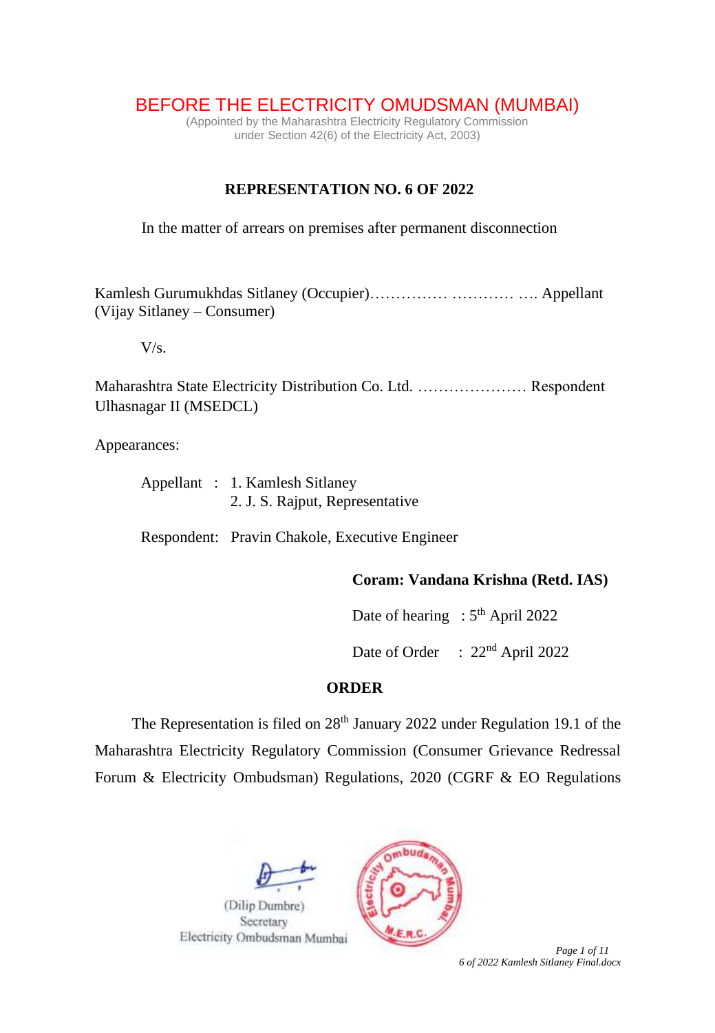# BEFORE THE ELECTRICITY OMUDSMAN (MUMBAI)

(Appointed by the Maharashtra Electricity Regulatory Commission
under Section 42(6) of the Electricity Act, 2003)

## REPRESENTATION NO. 6 OF 2022

In the matter of arrears on premises after permanent disconnection

Kamlesh Gurumukhdas Sitlaney (Occupier)…………… ………… …. Appellant
(Vijay Sitlaney – Consumer)

V/s.

Maharashtra State Electricity Distribution Co. Ltd. ………………… Respondent
Ulhasnagar II (MSEDCL)

Appearances:

Appellant : 1. Kamlesh Sitlaney
2. J. S. Rajput, Representative

Respondent: Pravin Chakole, Executive Engineer

**Coram: Vandana Krishna (Retd. IAS)**

Date of hearing : 5th April 2022

Date of Order : 22nd April 2022

## ORDER

The Representation is filed on 28th January 2022 under Regulation 19.1 of the Maharashtra Electricity Regulatory Commission (Consumer Grievance Redressal Forum & Electricity Ombudsman) Regulations, 2020 (CGRF & EO Regulations

(Dilip Dumbre)
Secretary
Electricity Ombudsman Mumbai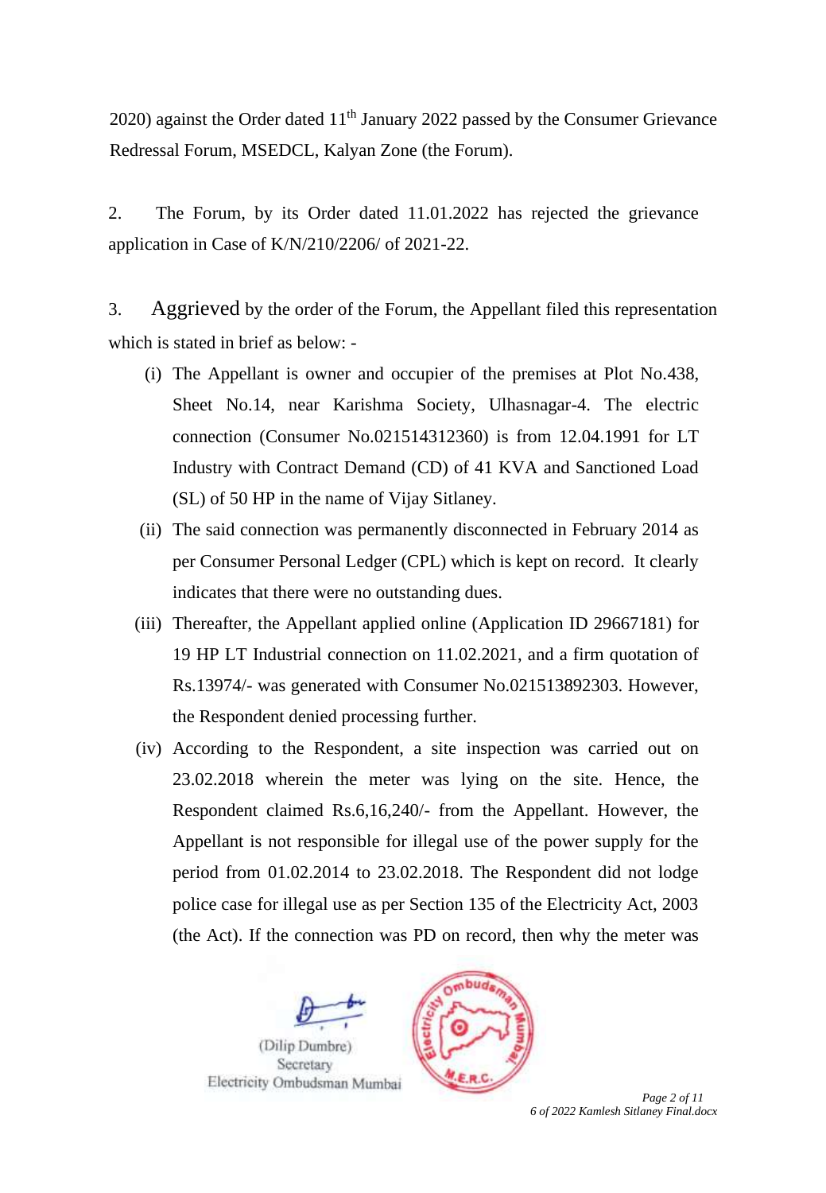2020) against the Order dated 11th January 2022 passed by the Consumer Grievance Redressal Forum, MSEDCL, Kalyan Zone (the Forum).

2. The Forum, by its Order dated 11.01.2022 has rejected the grievance application in Case of K/N/210/2206/ of 2021-22.

3. Aggrieved by the order of the Forum, the Appellant filed this representation which is stated in brief as below: -

(i) The Appellant is owner and occupier of the premises at Plot No.438, Sheet No.14, near Karishma Society, Ulhasnagar-4. The electric connection (Consumer No.021514312360) is from 12.04.1991 for LT Industry with Contract Demand (CD) of 41 KVA and Sanctioned Load (SL) of 50 HP in the name of Vijay Sitlaney.

(ii) The said connection was permanently disconnected in February 2014 as per Consumer Personal Ledger (CPL) which is kept on record. It clearly indicates that there were no outstanding dues.

(iii) Thereafter, the Appellant applied online (Application ID 29667181) for 19 HP LT Industrial connection on 11.02.2021, and a firm quotation of Rs.13974/- was generated with Consumer No.021513892303. However, the Respondent denied processing further.

(iv) According to the Respondent, a site inspection was carried out on 23.02.2018 wherein the meter was lying on the site. Hence, the Respondent claimed Rs.6,16,240/- from the Appellant. However, the Appellant is not responsible for illegal use of the power supply for the period from 01.02.2014 to 23.02.2018. The Respondent did not lodge police case for illegal use as per Section 135 of the Electricity Act, 2003 (the Act). If the connection was PD on record, then why the meter was

(Dilip Dumbre)
Secretary
Electricity Ombudsman Mumbai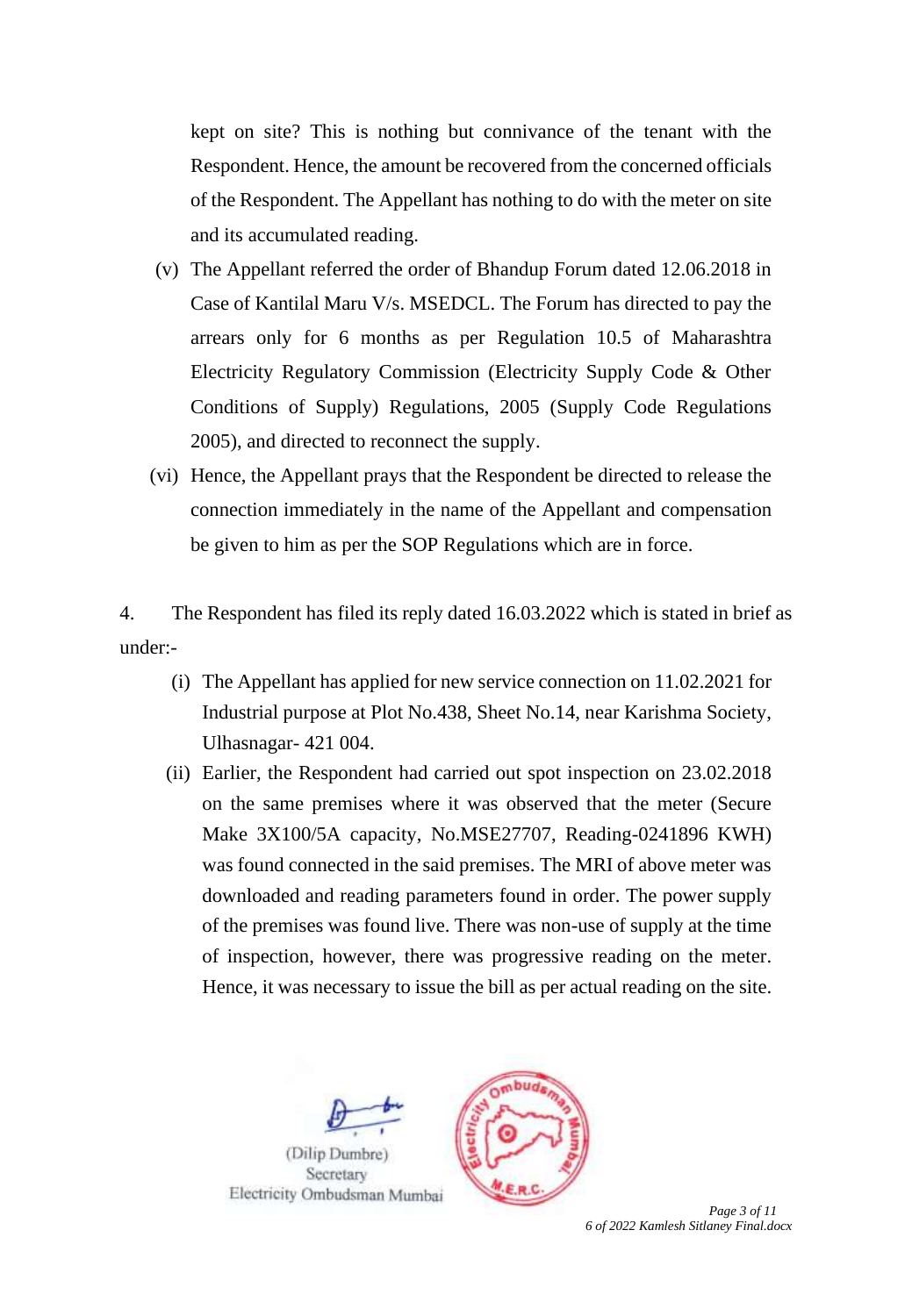kept on site? This is nothing but connivance of the tenant with the Respondent. Hence, the amount be recovered from the concerned officials of the Respondent. The Appellant has nothing to do with the meter on site and its accumulated reading.

(v) The Appellant referred the order of Bhandup Forum dated 12.06.2018 in Case of Kantilal Maru V/s. MSEDCL. The Forum has directed to pay the arrears only for 6 months as per Regulation 10.5 of Maharashtra Electricity Regulatory Commission (Electricity Supply Code & Other Conditions of Supply) Regulations, 2005 (Supply Code Regulations 2005), and directed to reconnect the supply.

(vi) Hence, the Appellant prays that the Respondent be directed to release the connection immediately in the name of the Appellant and compensation be given to him as per the SOP Regulations which are in force.

4. The Respondent has filed its reply dated 16.03.2022 which is stated in brief as under:-

(i) The Appellant has applied for new service connection on 11.02.2021 for Industrial purpose at Plot No.438, Sheet No.14, near Karishma Society, Ulhasnagar- 421 004.

(ii) Earlier, the Respondent had carried out spot inspection on 23.02.2018 on the same premises where it was observed that the meter (Secure Make 3X100/5A capacity, No.MSE27707, Reading-0241896 KWH) was found connected in the said premises. The MRI of above meter was downloaded and reading parameters found in order. The power supply of the premises was found live. There was non-use of supply at the time of inspection, however, there was progressive reading on the meter. Hence, it was necessary to issue the bill as per actual reading on the site.

(Dilip Dumbre)
Secretary
Electricity Ombudsman Mumbai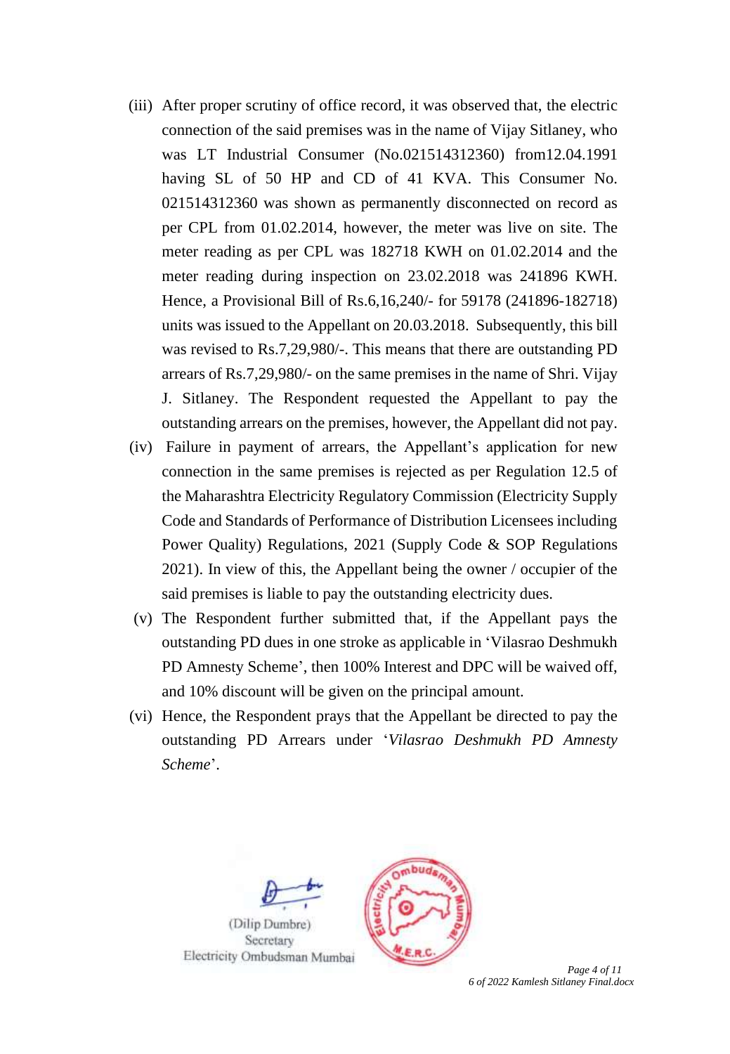(iii) After proper scrutiny of office record, it was observed that, the electric connection of the said premises was in the name of Vijay Sitlaney, who was LT Industrial Consumer (No.021514312360) from12.04.1991 having SL of 50 HP and CD of 41 KVA. This Consumer No. 021514312360 was shown as permanently disconnected on record as per CPL from 01.02.2014, however, the meter was live on site. The meter reading as per CPL was 182718 KWH on 01.02.2014 and the meter reading during inspection on 23.02.2018 was 241896 KWH. Hence, a Provisional Bill of Rs.6,16,240/- for 59178 (241896-182718) units was issued to the Appellant on 20.03.2018. Subsequently, this bill was revised to Rs.7,29,980/-. This means that there are outstanding PD arrears of Rs.7,29,980/- on the same premises in the name of Shri. Vijay J. Sitlaney. The Respondent requested the Appellant to pay the outstanding arrears on the premises, however, the Appellant did not pay.

(iv) Failure in payment of arrears, the Appellant's application for new connection in the same premises is rejected as per Regulation 12.5 of the Maharashtra Electricity Regulatory Commission (Electricity Supply Code and Standards of Performance of Distribution Licensees including Power Quality) Regulations, 2021 (Supply Code & SOP Regulations 2021). In view of this, the Appellant being the owner / occupier of the said premises is liable to pay the outstanding electricity dues.

(v) The Respondent further submitted that, if the Appellant pays the outstanding PD dues in one stroke as applicable in 'Vilasrao Deshmukh PD Amnesty Scheme', then 100% Interest and DPC will be waived off, and 10% discount will be given on the principal amount.

(vi) Hence, the Respondent prays that the Appellant be directed to pay the outstanding PD Arrears under '*Vilasrao Deshmukh PD Amnesty Scheme*'.

(Dilip Dumbre)
Secretary
Electricity Ombudsman Mumbai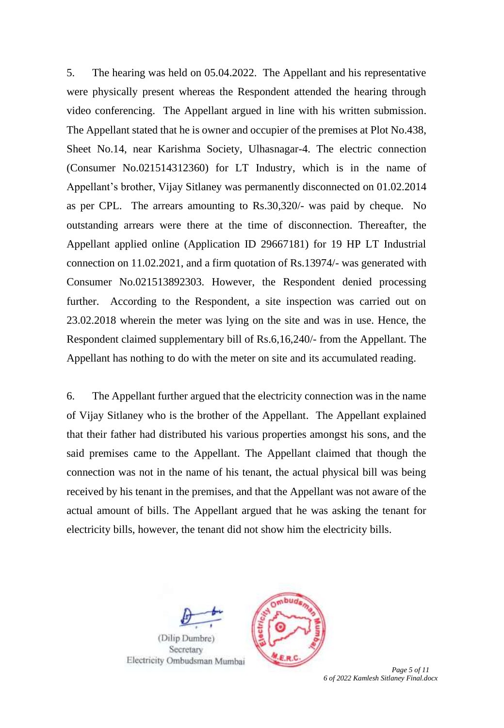5. The hearing was held on 05.04.2022. The Appellant and his representative were physically present whereas the Respondent attended the hearing through video conferencing. The Appellant argued in line with his written submission. The Appellant stated that he is owner and occupier of the premises at Plot No.438, Sheet No.14, near Karishma Society, Ulhasnagar-4. The electric connection (Consumer No.021514312360) for LT Industry, which is in the name of Appellant's brother, Vijay Sitlaney was permanently disconnected on 01.02.2014 as per CPL. The arrears amounting to Rs.30,320/- was paid by cheque. No outstanding arrears were there at the time of disconnection. Thereafter, the Appellant applied online (Application ID 29667181) for 19 HP LT Industrial connection on 11.02.2021, and a firm quotation of Rs.13974/- was generated with Consumer No.021513892303. However, the Respondent denied processing further. According to the Respondent, a site inspection was carried out on 23.02.2018 wherein the meter was lying on the site and was in use. Hence, the Respondent claimed supplementary bill of Rs.6,16,240/- from the Appellant. The Appellant has nothing to do with the meter on site and its accumulated reading.

6. The Appellant further argued that the electricity connection was in the name of Vijay Sitlaney who is the brother of the Appellant. The Appellant explained that their father had distributed his various properties amongst his sons, and the said premises came to the Appellant. The Appellant claimed that though the connection was not in the name of his tenant, the actual physical bill was being received by his tenant in the premises, and that the Appellant was not aware of the actual amount of bills. The Appellant argued that he was asking the tenant for electricity bills, however, the tenant did not show him the electricity bills.

(Dilip Dumbre)
Secretary
Electricity Ombudsman Mumbai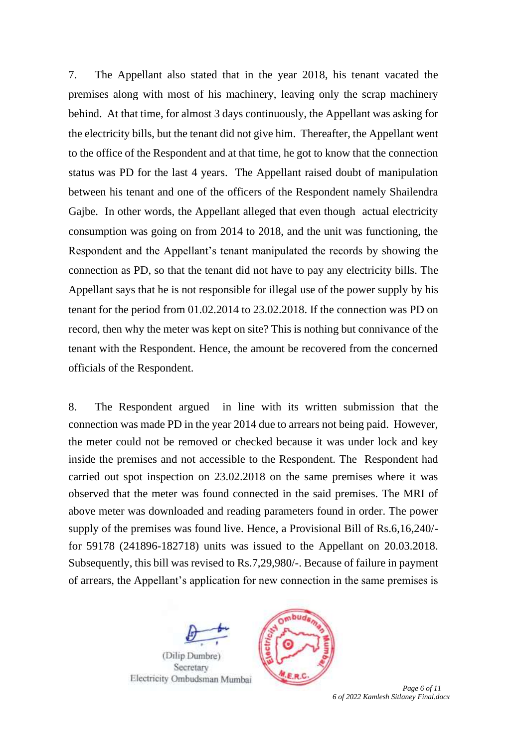7. The Appellant also stated that in the year 2018, his tenant vacated the premises along with most of his machinery, leaving only the scrap machinery behind. At that time, for almost 3 days continuously, the Appellant was asking for the electricity bills, but the tenant did not give him. Thereafter, the Appellant went to the office of the Respondent and at that time, he got to know that the connection status was PD for the last 4 years. The Appellant raised doubt of manipulation between his tenant and one of the officers of the Respondent namely Shailendra Gajbe. In other words, the Appellant alleged that even though actual electricity consumption was going on from 2014 to 2018, and the unit was functioning, the Respondent and the Appellant's tenant manipulated the records by showing the connection as PD, so that the tenant did not have to pay any electricity bills. The Appellant says that he is not responsible for illegal use of the power supply by his tenant for the period from 01.02.2014 to 23.02.2018. If the connection was PD on record, then why the meter was kept on site? This is nothing but connivance of the tenant with the Respondent. Hence, the amount be recovered from the concerned officials of the Respondent.

8. The Respondent argued in line with its written submission that the connection was made PD in the year 2014 due to arrears not being paid. However, the meter could not be removed or checked because it was under lock and key inside the premises and not accessible to the Respondent. The Respondent had carried out spot inspection on 23.02.2018 on the same premises where it was observed that the meter was found connected in the said premises. The MRI of above meter was downloaded and reading parameters found in order. The power supply of the premises was found live. Hence, a Provisional Bill of Rs.6,16,240/- for 59178 (241896-182718) units was issued to the Appellant on 20.03.2018. Subsequently, this bill was revised to Rs.7,29,980/-. Because of failure in payment of arrears, the Appellant's application for new connection in the same premises is

(Dilip Dumbre)
Secretary
Electricity Ombudsman Mumbai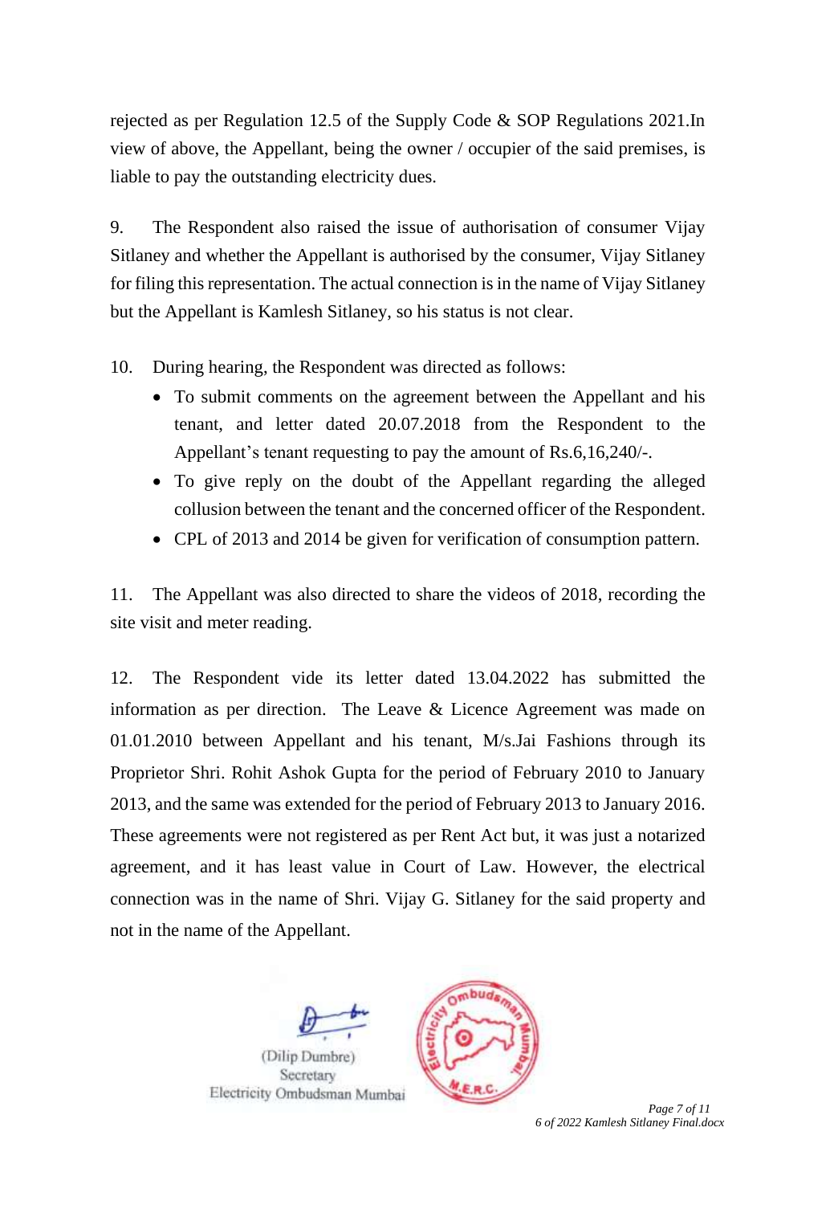rejected as per Regulation 12.5 of the Supply Code & SOP Regulations 2021.In view of above, the Appellant, being the owner / occupier of the said premises, is liable to pay the outstanding electricity dues.

9. The Respondent also raised the issue of authorisation of consumer Vijay Sitlaney and whether the Appellant is authorised by the consumer, Vijay Sitlaney for filing this representation. The actual connection is in the name of Vijay Sitlaney but the Appellant is Kamlesh Sitlaney, so his status is not clear.

10. During hearing, the Respondent was directed as follows:

- To submit comments on the agreement between the Appellant and his tenant, and letter dated 20.07.2018 from the Respondent to the Appellant's tenant requesting to pay the amount of Rs.6,16,240/-.
- To give reply on the doubt of the Appellant regarding the alleged collusion between the tenant and the concerned officer of the Respondent.
- CPL of 2013 and 2014 be given for verification of consumption pattern.

11. The Appellant was also directed to share the videos of 2018, recording the site visit and meter reading.

12. The Respondent vide its letter dated 13.04.2022 has submitted the information as per direction. The Leave & Licence Agreement was made on 01.01.2010 between Appellant and his tenant, M/s.Jai Fashions through its Proprietor Shri. Rohit Ashok Gupta for the period of February 2010 to January 2013, and the same was extended for the period of February 2013 to January 2016. These agreements were not registered as per Rent Act but, it was just a notarized agreement, and it has least value in Court of Law. However, the electrical connection was in the name of Shri. Vijay G. Sitlaney for the said property and not in the name of the Appellant.

(Dilip Dumbre)
Secretary
Electricity Ombudsman Mumbai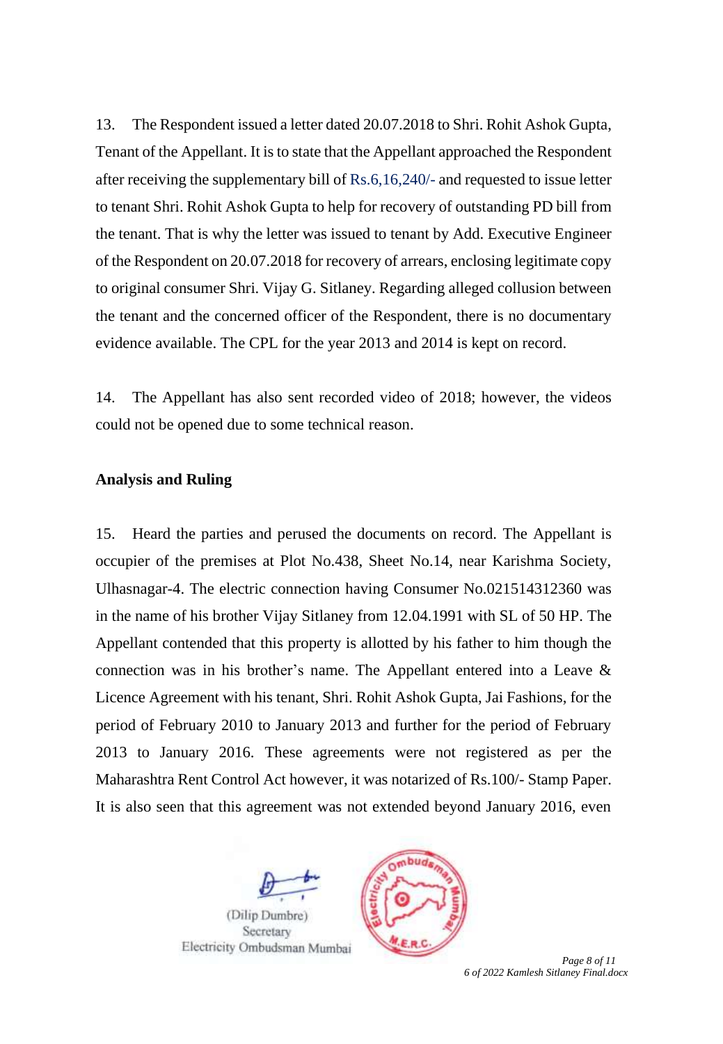13. The Respondent issued a letter dated 20.07.2018 to Shri. Rohit Ashok Gupta, Tenant of the Appellant. It is to state that the Appellant approached the Respondent after receiving the supplementary bill of Rs.6,16,240/- and requested to issue letter to tenant Shri. Rohit Ashok Gupta to help for recovery of outstanding PD bill from the tenant. That is why the letter was issued to tenant by Add. Executive Engineer of the Respondent on 20.07.2018 for recovery of arrears, enclosing legitimate copy to original consumer Shri. Vijay G. Sitlaney. Regarding alleged collusion between the tenant and the concerned officer of the Respondent, there is no documentary evidence available. The CPL for the year 2013 and 2014 is kept on record.

14. The Appellant has also sent recorded video of 2018; however, the videos could not be opened due to some technical reason.

**Analysis and Ruling**

15. Heard the parties and perused the documents on record. The Appellant is occupier of the premises at Plot No.438, Sheet No.14, near Karishma Society, Ulhasnagar-4. The electric connection having Consumer No.021514312360 was in the name of his brother Vijay Sitlaney from 12.04.1991 with SL of 50 HP. The Appellant contended that this property is allotted by his father to him though the connection was in his brother's name. The Appellant entered into a Leave & Licence Agreement with his tenant, Shri. Rohit Ashok Gupta, Jai Fashions, for the period of February 2010 to January 2013 and further for the period of February 2013 to January 2016. These agreements were not registered as per the Maharashtra Rent Control Act however, it was notarized of Rs.100/- Stamp Paper. It is also seen that this agreement was not extended beyond January 2016, even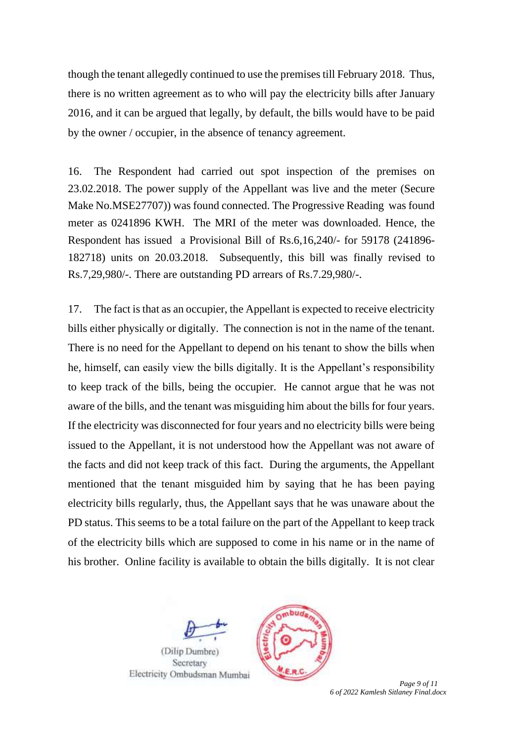though the tenant allegedly continued to use the premises till February 2018. Thus, there is no written agreement as to who will pay the electricity bills after January 2016, and it can be argued that legally, by default, the bills would have to be paid by the owner / occupier, in the absence of tenancy agreement.

16. The Respondent had carried out spot inspection of the premises on 23.02.2018. The power supply of the Appellant was live and the meter (Secure Make No.MSE27707)) was found connected. The Progressive Reading was found meter as 0241896 KWH. The MRI of the meter was downloaded. Hence, the Respondent has issued a Provisional Bill of Rs.6,16,240/- for 59178 (241896-182718) units on 20.03.2018. Subsequently, this bill was finally revised to Rs.7,29,980/-. There are outstanding PD arrears of Rs.7.29,980/-.

17. The fact is that as an occupier, the Appellant is expected to receive electricity bills either physically or digitally. The connection is not in the name of the tenant. There is no need for the Appellant to depend on his tenant to show the bills when he, himself, can easily view the bills digitally. It is the Appellant's responsibility to keep track of the bills, being the occupier. He cannot argue that he was not aware of the bills, and the tenant was misguiding him about the bills for four years. If the electricity was disconnected for four years and no electricity bills were being issued to the Appellant, it is not understood how the Appellant was not aware of the facts and did not keep track of this fact. During the arguments, the Appellant mentioned that the tenant misguided him by saying that he has been paying electricity bills regularly, thus, the Appellant says that he was unaware about the PD status. This seems to be a total failure on the part of the Appellant to keep track of the electricity bills which are supposed to come in his name or in the name of his brother. Online facility is available to obtain the bills digitally. It is not clear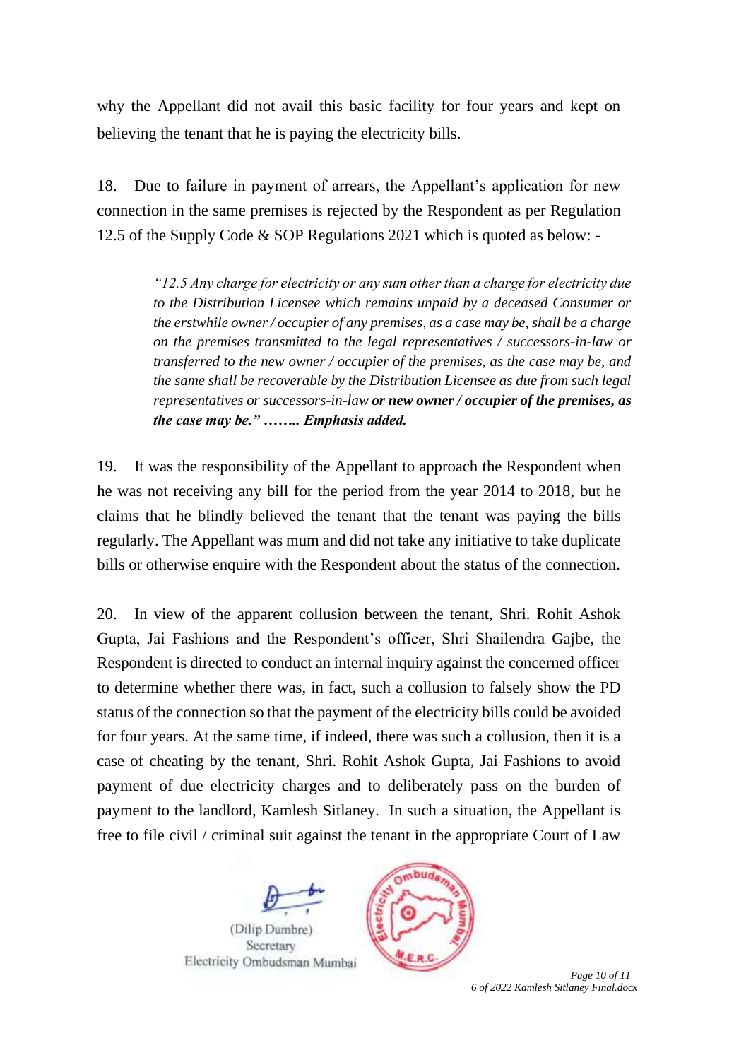why the Appellant did not avail this basic facility for four years and kept on believing the tenant that he is paying the electricity bills.

18. Due to failure in payment of arrears, the Appellant's application for new connection in the same premises is rejected by the Respondent as per Regulation 12.5 of the Supply Code & SOP Regulations 2021 which is quoted as below: -

> *"12.5 Any charge for electricity or any sum other than a charge for electricity due to the Distribution Licensee which remains unpaid by a deceased Consumer or the erstwhile owner / occupier of any premises, as a case may be, shall be a charge on the premises transmitted to the legal representatives / successors-in-law or transferred to the new owner / occupier of the premises, as the case may be, and the same shall be recoverable by the Distribution Licensee as due from such legal representatives or successors-in-law* ***or new owner / occupier of the premises, as the case may be." …….. Emphasis added.***

19. It was the responsibility of the Appellant to approach the Respondent when he was not receiving any bill for the period from the year 2014 to 2018, but he claims that he blindly believed the tenant that the tenant was paying the bills regularly. The Appellant was mum and did not take any initiative to take duplicate bills or otherwise enquire with the Respondent about the status of the connection.

20. In view of the apparent collusion between the tenant, Shri. Rohit Ashok Gupta, Jai Fashions and the Respondent's officer, Shri Shailendra Gajbe, the Respondent is directed to conduct an internal inquiry against the concerned officer to determine whether there was, in fact, such a collusion to falsely show the PD status of the connection so that the payment of the electricity bills could be avoided for four years. At the same time, if indeed, there was such a collusion, then it is a case of cheating by the tenant, Shri. Rohit Ashok Gupta, Jai Fashions to avoid payment of due electricity charges and to deliberately pass on the burden of payment to the landlord, Kamlesh Sitlaney. In such a situation, the Appellant is free to file civil / criminal suit against the tenant in the appropriate Court of Law

(Dilip Dumbre)
Secretary
Electricity Ombudsman Mumbai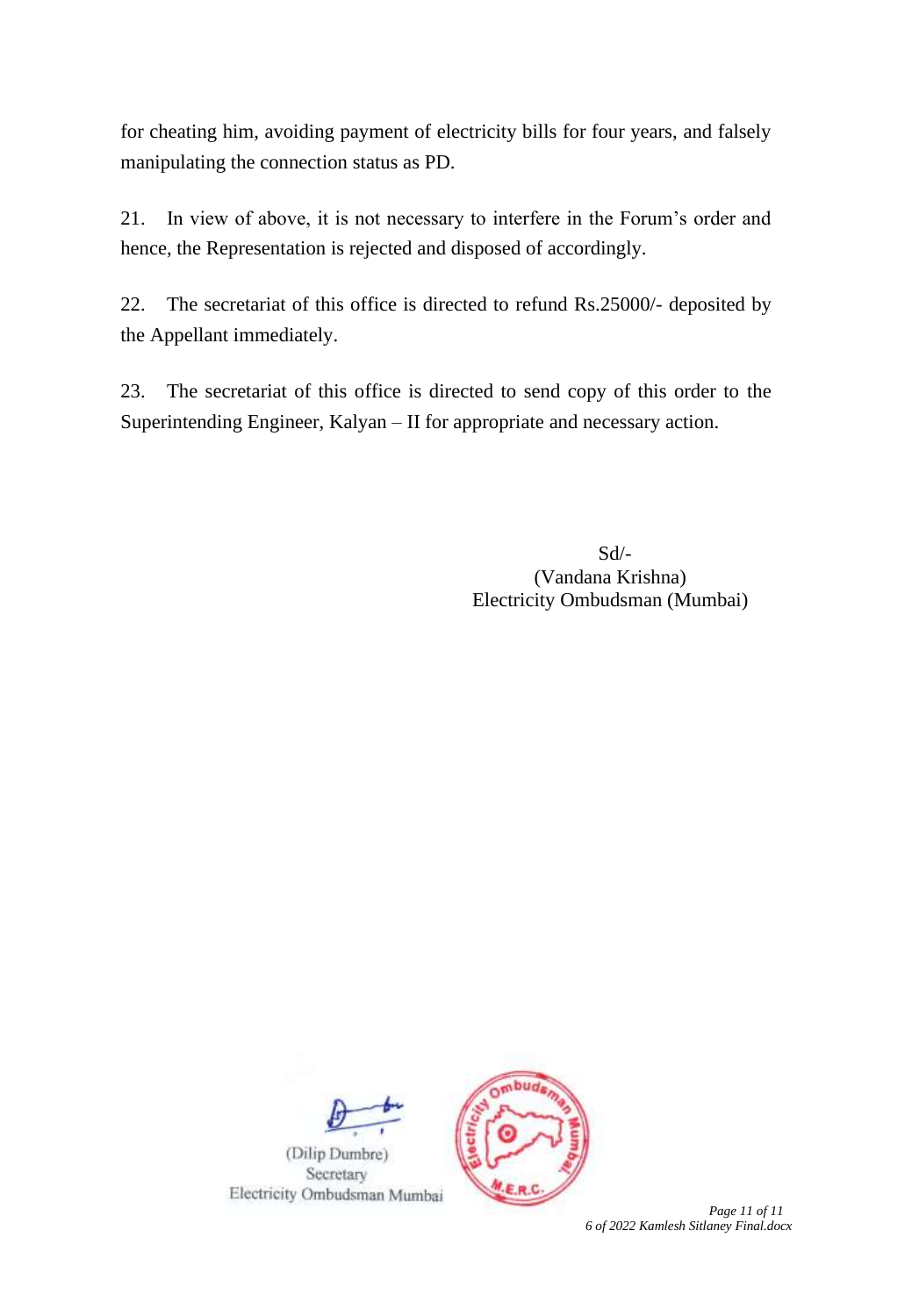for cheating him, avoiding payment of electricity bills for four years, and falsely manipulating the connection status as PD.

21. In view of above, it is not necessary to interfere in the Forum's order and hence, the Representation is rejected and disposed of accordingly.

22. The secretariat of this office is directed to refund Rs.25000/- deposited by the Appellant immediately.

23. The secretariat of this office is directed to send copy of this order to the Superintending Engineer, Kalyan – II for appropriate and necessary action.

Sd/-
(Vandana Krishna)
Electricity Ombudsman (Mumbai)

(Dilip Dumbre)
Secretary
Electricity Ombudsman Mumbai

Electricity Ombudsman Mumbai
M.E.R.C.